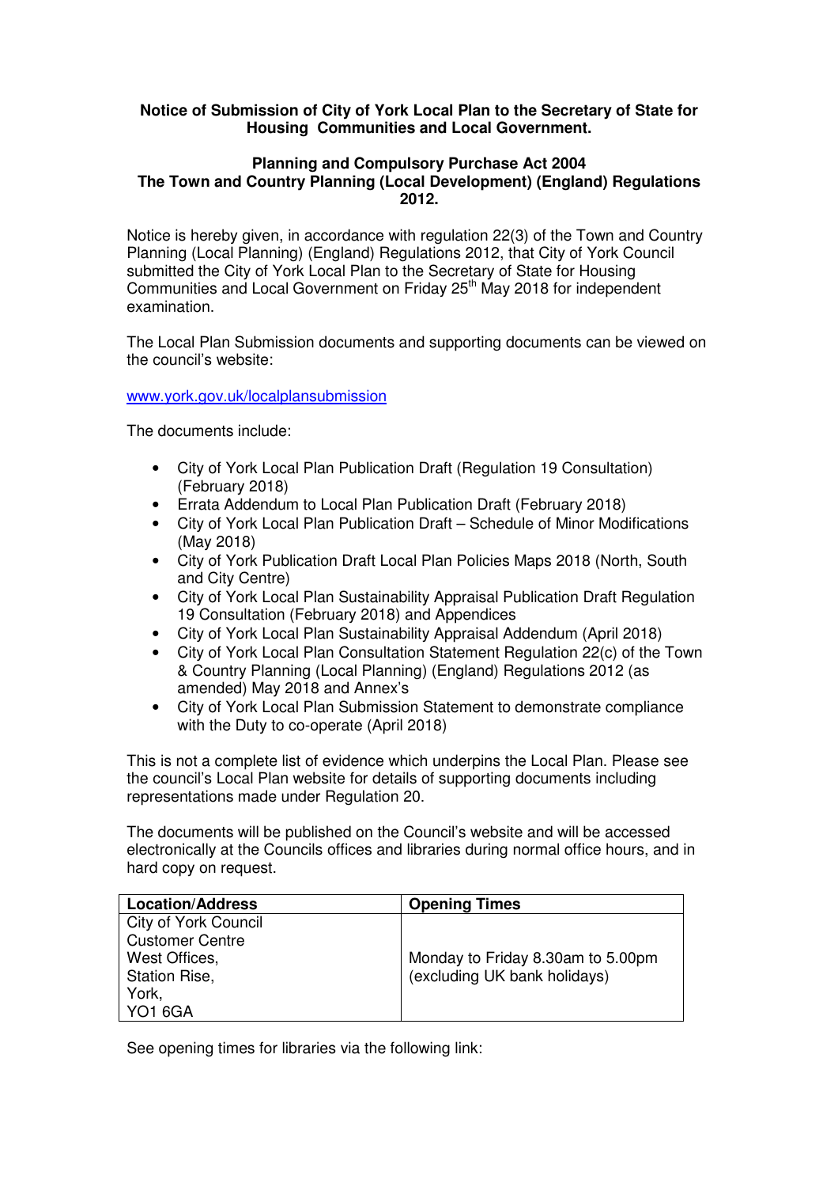**Notice of Submission of City of York Local Plan to the Secretary of State for Housing Communities and Local Government.**

**Planning and Compulsory Purchase Act 2004**
**The Town and Country Planning (Local Development) (England) Regulations 2012.**

Notice is hereby given, in accordance with regulation 22(3) of the Town and Country Planning (Local Planning) (England) Regulations 2012, that City of York Council submitted the City of York Local Plan to the Secretary of State for Housing Communities and Local Government on Friday 25th May 2018 for independent examination.

The Local Plan Submission documents and supporting documents can be viewed on the council's website:

www.york.gov.uk/localplansubmission

The documents include:

- City of York Local Plan Publication Draft (Regulation 19 Consultation) (February 2018)
- Errata Addendum to Local Plan Publication Draft (February 2018)
- City of York Local Plan Publication Draft – Schedule of Minor Modifications (May 2018)
- City of York Publication Draft Local Plan Policies Maps 2018 (North, South and City Centre)
- City of York Local Plan Sustainability Appraisal Publication Draft Regulation 19 Consultation (February 2018) and Appendices
- City of York Local Plan Sustainability Appraisal Addendum (April 2018)
- City of York Local Plan Consultation Statement Regulation 22(c) of the Town & Country Planning (Local Planning) (England) Regulations 2012 (as amended) May 2018 and Annex's
- City of York Local Plan Submission Statement to demonstrate compliance with the Duty to co-operate (April 2018)

This is not a complete list of evidence which underpins the Local Plan. Please see the council's Local Plan website for details of supporting documents including representations made under Regulation 20.

The documents will be published on the Council's website and will be accessed electronically at the Councils offices and libraries during normal office hours, and in hard copy on request.

| Location/Address | Opening Times |
|---|---|
| City of York Council Customer Centre West Offices, Station Rise, York, YO1 6GA | Monday to Friday 8.30am to 5.00pm (excluding UK bank holidays) |

See opening times for libraries via the following link: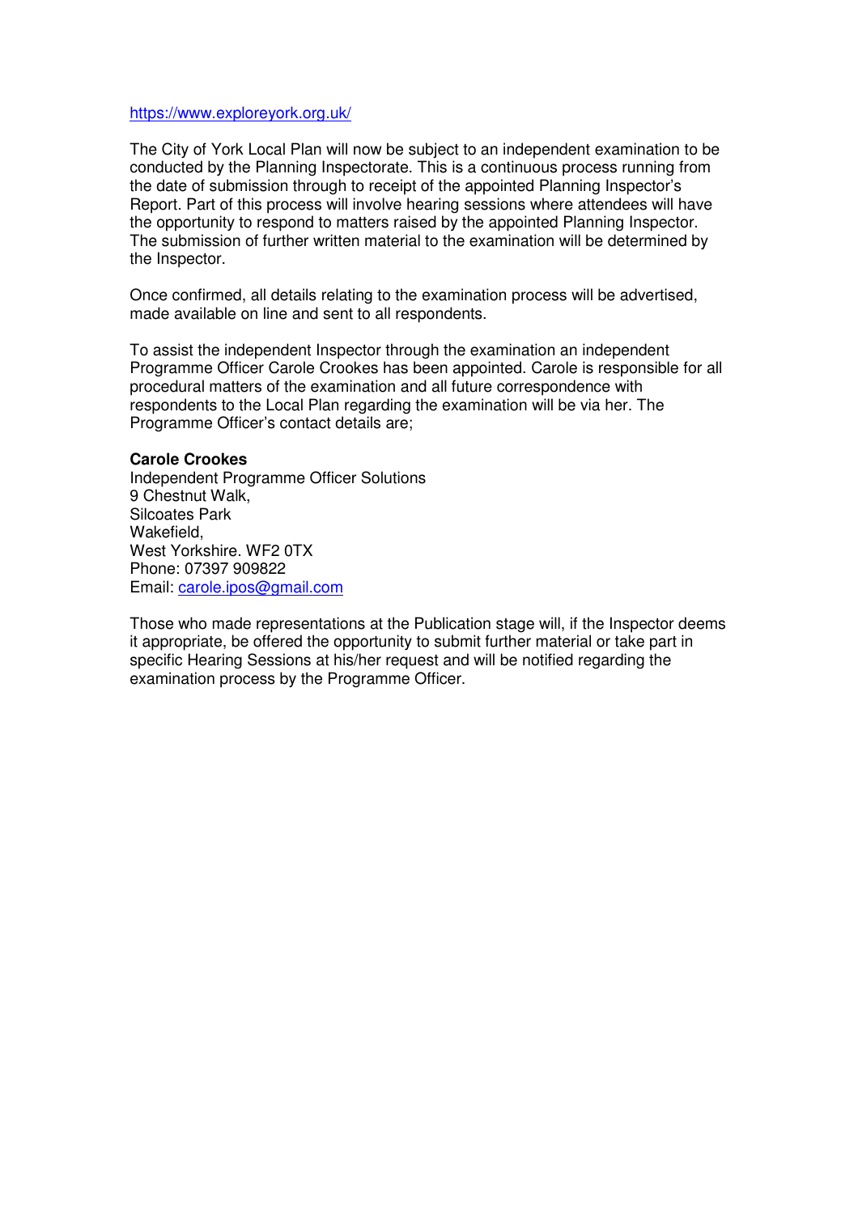https://www.exploreyork.org.uk/

The City of York Local Plan will now be subject to an independent examination to be conducted by the Planning Inspectorate. This is a continuous process running from the date of submission through to receipt of the appointed Planning Inspector's Report. Part of this process will involve hearing sessions where attendees will have the opportunity to respond to matters raised by the appointed Planning Inspector. The submission of further written material to the examination will be determined by the Inspector.

Once confirmed, all details relating to the examination process will be advertised, made available on line and sent to all respondents.

To assist the independent Inspector through the examination an independent Programme Officer Carole Crookes has been appointed. Carole is responsible for all procedural matters of the examination and all future correspondence with respondents to the Local Plan regarding the examination will be via her. The Programme Officer's contact details are;

**Carole Crookes**
Independent Programme Officer Solutions
9 Chestnut Walk,
Silcoates Park
Wakefield,
West Yorkshire. WF2 0TX
Phone: 07397 909822
Email: carole.ipos@gmail.com

Those who made representations at the Publication stage will, if the Inspector deems it appropriate, be offered the opportunity to submit further material or take part in specific Hearing Sessions at his/her request and will be notified regarding the examination process by the Programme Officer.